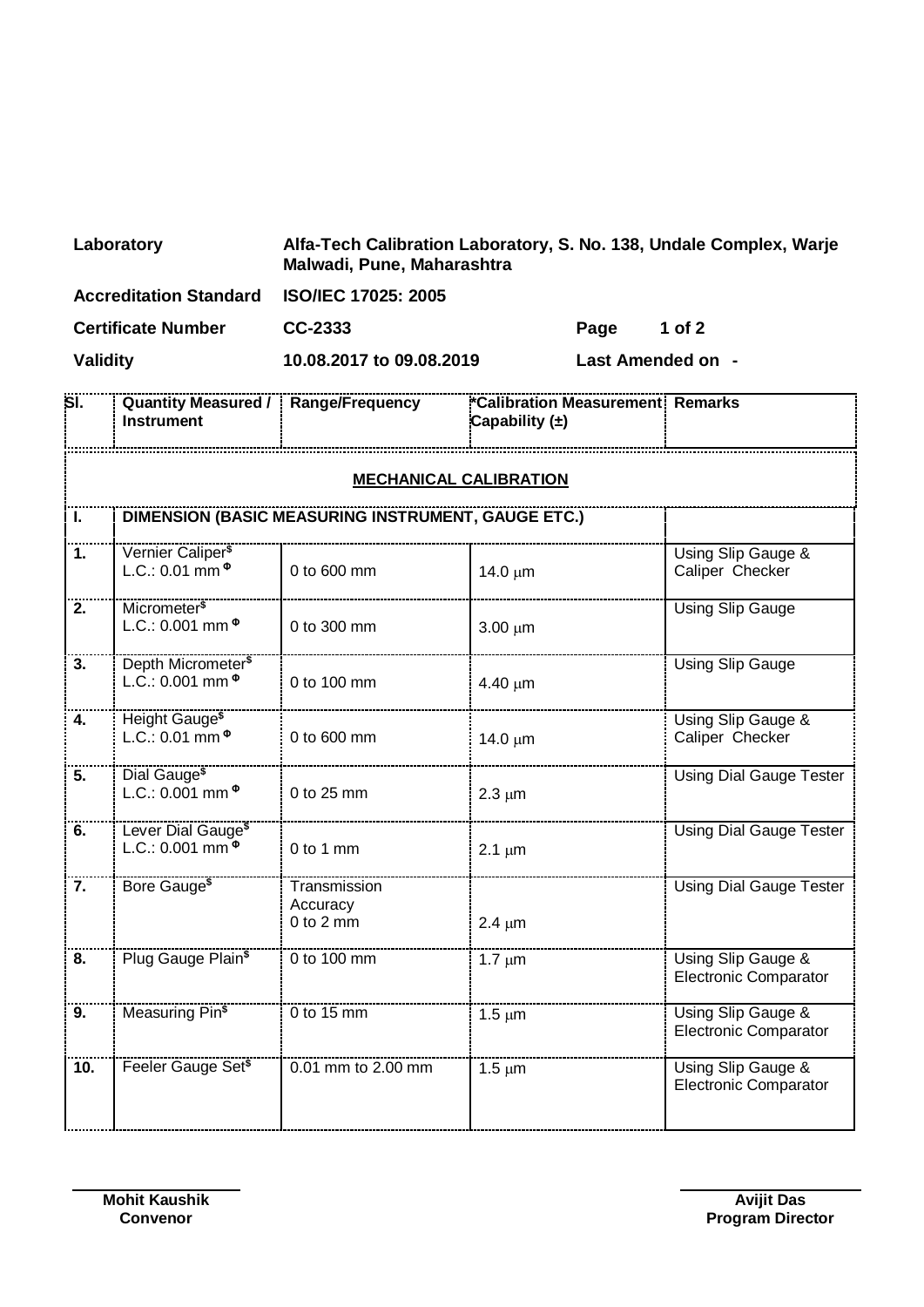| | |
|---|---|
| **Laboratory** | **Alfa-Tech Calibration Laboratory, S. No. 138, Undale Complex, Warje Malwadi, Pune, Maharashtra** |
| **Accreditation Standard** | **ISO/IEC 17025: 2005** |
| **Certificate Number** | **CC-2333** |
| **Validity** | **10.08.2017 to 09.08.2019** |
| **Last Amended on** | **-** |

| Sl. | Quantity Measured / Instrument | Range/Frequency | *Calibration Measurement Capability (±) | Remarks |
|---|---|---|---|---|
| | | **MECHANICAL CALIBRATION** | | |
| **I.** | **DIMENSION (BASIC MEASURING INSTRUMENT, GAUGE ETC.)** | | | |
| **1.** | Vernier Caliper[$] L.C.: 0.01 mm [Φ] | 0 to 600 mm | 14.0 μm | Using Slip Gauge & Caliper Checker |
| **2.** | Micrometer[$] L.C.: 0.001 mm [Φ] | 0 to 300 mm | 3.00 μm | Using Slip Gauge |
| **3.** | Depth Micrometer[$] L.C.: 0.001 mm [Φ] | 0 to 100 mm | 4.40 μm | Using Slip Gauge |
| **4.** | Height Gauge[$] L.C.: 0.01 mm [Φ] | 0 to 600 mm | 14.0 μm | Using Slip Gauge & Caliper Checker |
| **5.** | Dial Gauge[$] L.C.: 0.001 mm [Φ] | 0 to 25 mm | 2.3 μm | Using Dial Gauge Tester |
| **6.** | Lever Dial Gauge[$] L.C.: 0.001 mm [Φ] | 0 to 1 mm | 2.1 μm | Using Dial Gauge Tester |
| **7.** | Bore Gauge[$] | Transmission Accuracy 0 to 2 mm | 2.4 μm | Using Dial Gauge Tester |
| **8.** | Plug Gauge Plain[$] | 0 to 100 mm | 1.7 μm | Using Slip Gauge & Electronic Comparator |
| **9.** | Measuring Pin[$] | 0 to 15 mm | 1.5 μm | Using Slip Gauge & Electronic Comparator |
| **10.** | Feeler Gauge Set[$] | 0.01 mm to 2.00 mm | 1.5 μm | Using Slip Gauge & Electronic Comparator |

**Mohit Kaushik**
**Convenor**

**Avijit Das**
**Program Director**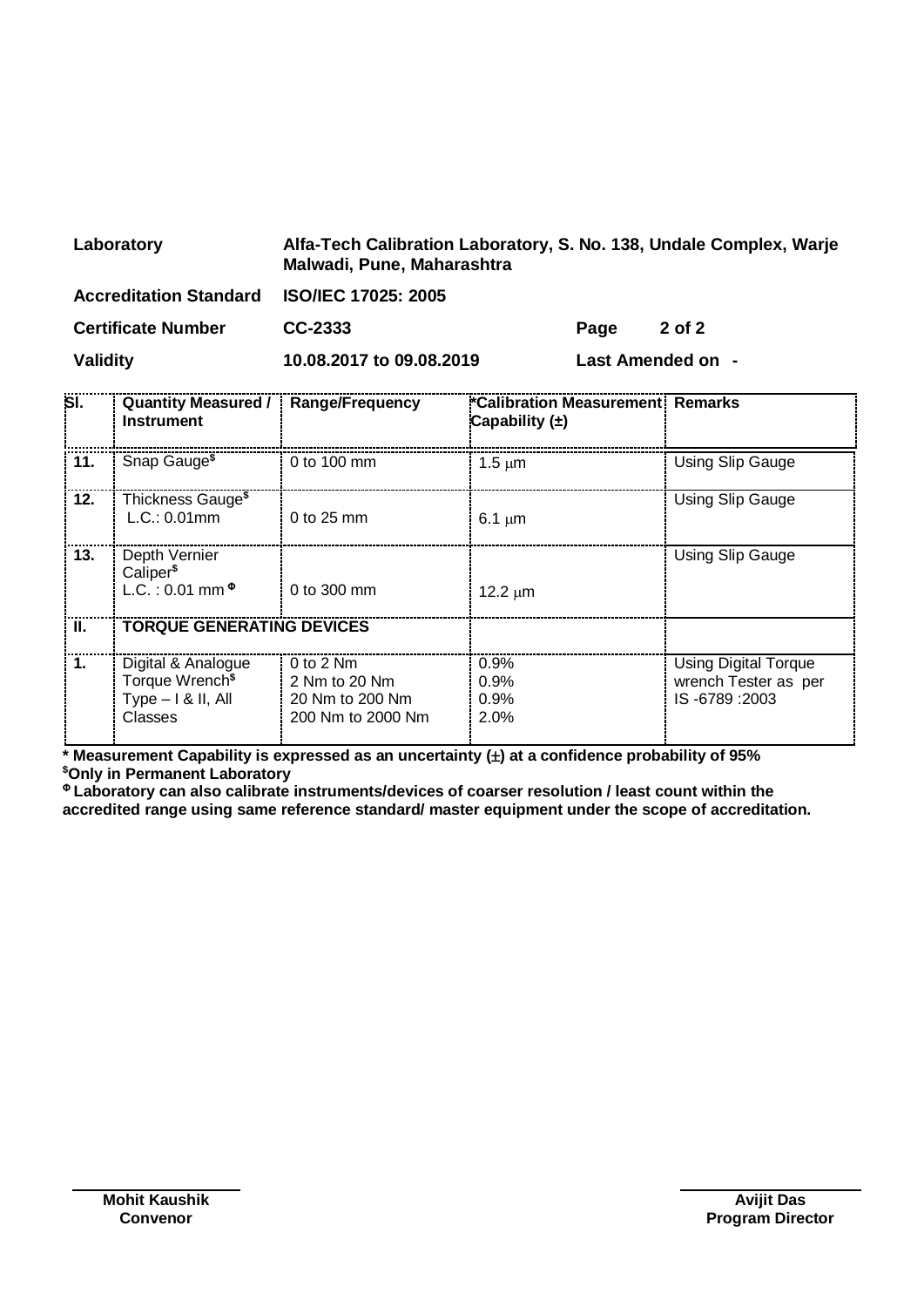| | | | | |
|---|---|---|---|---|
| **Laboratory** | **Alfa-Tech Calibration Laboratory, S. No. 138, Undale Complex, Warje Malwadi, Pune, Maharashtra** | | | |
| **Accreditation Standard** | **ISO/IEC 17025: 2005** | | | |
| **Certificate Number** | **CC-2333** | **Page** | **2 of 2** | |
| **Validity** | **10.08.2017 to 09.08.2019** | **Last Amended on** | **-** | |

| Sl. | Quantity Measured / Instrument | Range/Frequency | *Calibration Measurement Capability (±) | Remarks |
|---|---|---|---|---|
| **11.** | Snap Gauge$ | 0 to 100 mm | 1.5 μm | Using Slip Gauge |
| **12.** | Thickness Gauge$ L.C.: 0.01mm | 0 to 25 mm | 6.1 μm | Using Slip Gauge |
| **13.** | Depth Vernier Caliper$ L.C. : 0.01 mm Φ | 0 to 300 mm | 12.2 μm | Using Slip Gauge |
| **II.** | **TORQUE GENERATING DEVICES** | | | |
| **1.** | Digital & Analogue Torque Wrench$ Type – I & II, All Classes | 0 to 2 Nm<br>2 Nm to 20 Nm<br>20 Nm to 200 Nm<br>200 Nm to 2000 Nm | 0.9%<br>0.9%<br>0.9%<br>2.0% | Using Digital Torque wrench Tester as per IS -6789 :2003 |

**\* Measurement Capability is expressed as an uncertainty (±) at a confidence probability of 95%**
**$Only in Permanent Laboratory**
**Φ Laboratory can also calibrate instruments/devices of coarser resolution / least count within the accredited range using same reference standard/ master equipment under the scope of accreditation.**

**Mohit Kaushik**
**Convenor**

**Avijit Das**
**Program Director**